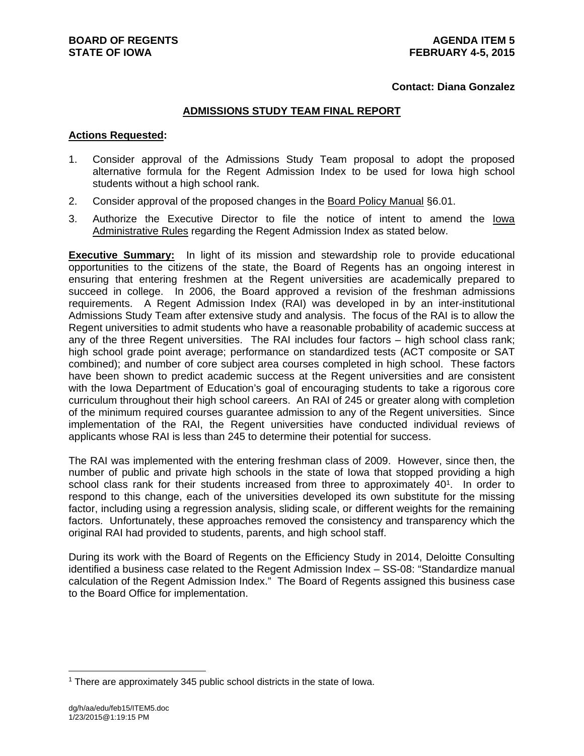**BOARD OF REGENTS**
**STATE OF IOWA**

**AGENDA ITEM 5**
**FEBRUARY 4-5, 2015**

**Contact: Diana Gonzalez**

## ADMISSIONS STUDY TEAM FINAL REPORT

**Actions Requested:**

1. Consider approval of the Admissions Study Team proposal to adopt the proposed alternative formula for the Regent Admission Index to be used for Iowa high school students without a high school rank.
2. Consider approval of the proposed changes in the Board Policy Manual §6.01.
3. Authorize the Executive Director to file the notice of intent to amend the Iowa Administrative Rules regarding the Regent Admission Index as stated below.

**Executive Summary:** In light of its mission and stewardship role to provide educational opportunities to the citizens of the state, the Board of Regents has an ongoing interest in ensuring that entering freshmen at the Regent universities are academically prepared to succeed in college. In 2006, the Board approved a revision of the freshman admissions requirements. A Regent Admission Index (RAI) was developed in by an inter-institutional Admissions Study Team after extensive study and analysis. The focus of the RAI is to allow the Regent universities to admit students who have a reasonable probability of academic success at any of the three Regent universities. The RAI includes four factors – high school class rank; high school grade point average; performance on standardized tests (ACT composite or SAT combined); and number of core subject area courses completed in high school. These factors have been shown to predict academic success at the Regent universities and are consistent with the Iowa Department of Education's goal of encouraging students to take a rigorous core curriculum throughout their high school careers. An RAI of 245 or greater along with completion of the minimum required courses guarantee admission to any of the Regent universities. Since implementation of the RAI, the Regent universities have conducted individual reviews of applicants whose RAI is less than 245 to determine their potential for success.

The RAI was implemented with the entering freshman class of 2009. However, since then, the number of public and private high schools in the state of Iowa that stopped providing a high school class rank for their students increased from three to approximately 40[1]. In order to respond to this change, each of the universities developed its own substitute for the missing factor, including using a regression analysis, sliding scale, or different weights for the remaining factors. Unfortunately, these approaches removed the consistency and transparency which the original RAI had provided to students, parents, and high school staff.

During its work with the Board of Regents on the Efficiency Study in 2014, Deloitte Consulting identified a business case related to the Regent Admission Index – SS-08: "Standardize manual calculation of the Regent Admission Index." The Board of Regents assigned this business case to the Board Office for implementation.

[1] There are approximately 345 public school districts in the state of Iowa.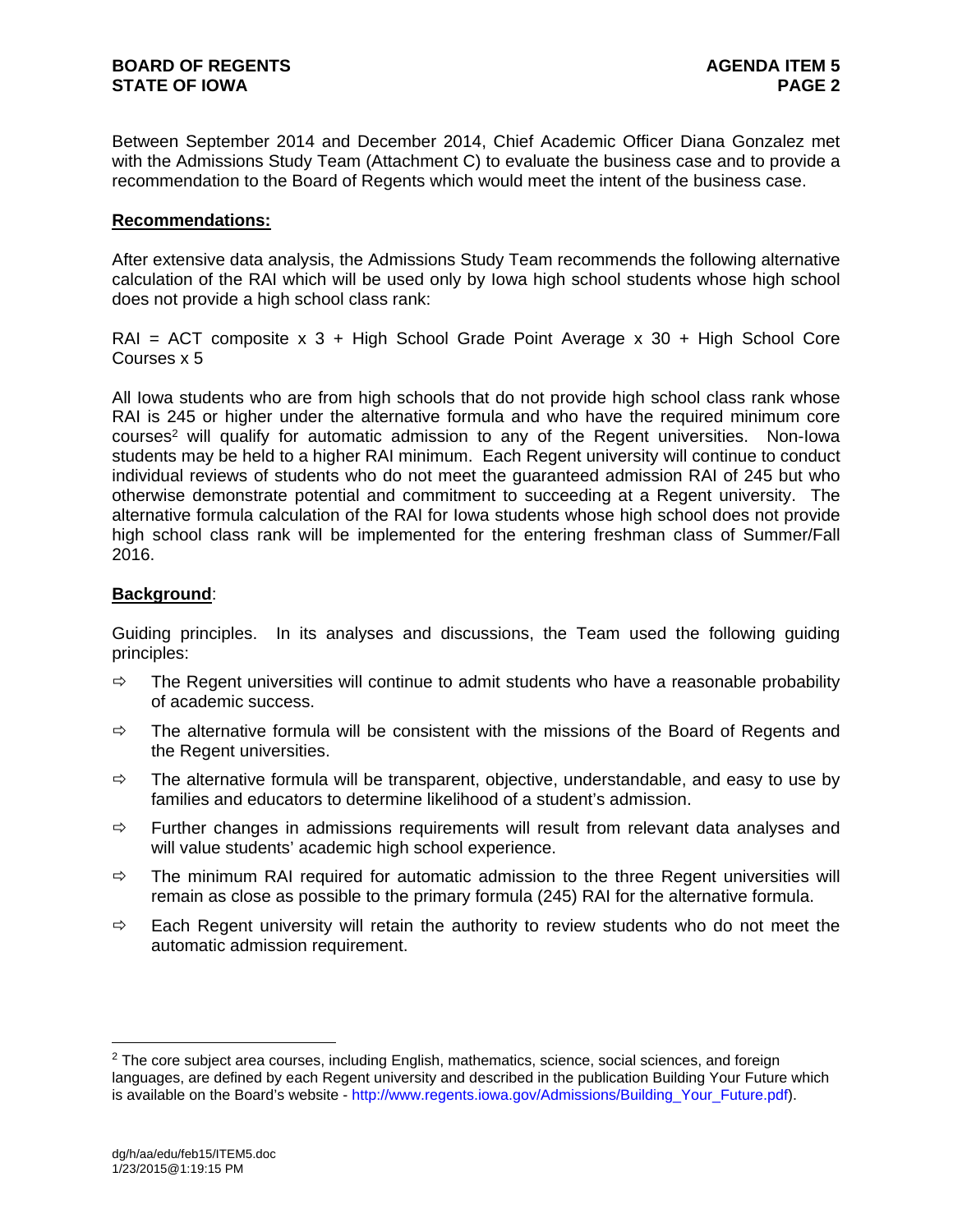Between September 2014 and December 2014, Chief Academic Officer Diana Gonzalez met with the Admissions Study Team (Attachment C) to evaluate the business case and to provide a recommendation to the Board of Regents which would meet the intent of the business case.

**Recommendations:**

After extensive data analysis, the Admissions Study Team recommends the following alternative calculation of the RAI which will be used only by Iowa high school students whose high school does not provide a high school class rank:

RAI = ACT composite x 3 + High School Grade Point Average x 30 + High School Core Courses x 5

All Iowa students who are from high schools that do not provide high school class rank whose RAI is 245 or higher under the alternative formula and who have the required minimum core courses[2] will qualify for automatic admission to any of the Regent universities. Non-Iowa students may be held to a higher RAI minimum. Each Regent university will continue to conduct individual reviews of students who do not meet the guaranteed admission RAI of 245 but who otherwise demonstrate potential and commitment to succeeding at a Regent university. The alternative formula calculation of the RAI for Iowa students whose high school does not provide high school class rank will be implemented for the entering freshman class of Summer/Fall 2016.

**Background**:

Guiding principles. In its analyses and discussions, the Team used the following guiding principles:

- ⇨ The Regent universities will continue to admit students who have a reasonable probability of academic success.
- ⇨ The alternative formula will be consistent with the missions of the Board of Regents and the Regent universities.
- ⇨ The alternative formula will be transparent, objective, understandable, and easy to use by families and educators to determine likelihood of a student's admission.
- ⇨ Further changes in admissions requirements will result from relevant data analyses and will value students' academic high school experience.
- ⇨ The minimum RAI required for automatic admission to the three Regent universities will remain as close as possible to the primary formula (245) RAI for the alternative formula.
- ⇨ Each Regent university will retain the authority to review students who do not meet the automatic admission requirement.

---

[2] The core subject area courses, including English, mathematics, science, social sciences, and foreign languages, are defined by each Regent university and described in the publication Building Your Future which is available on the Board's website - http://www.regents.iowa.gov/Admissions/Building_Your_Future.pdf).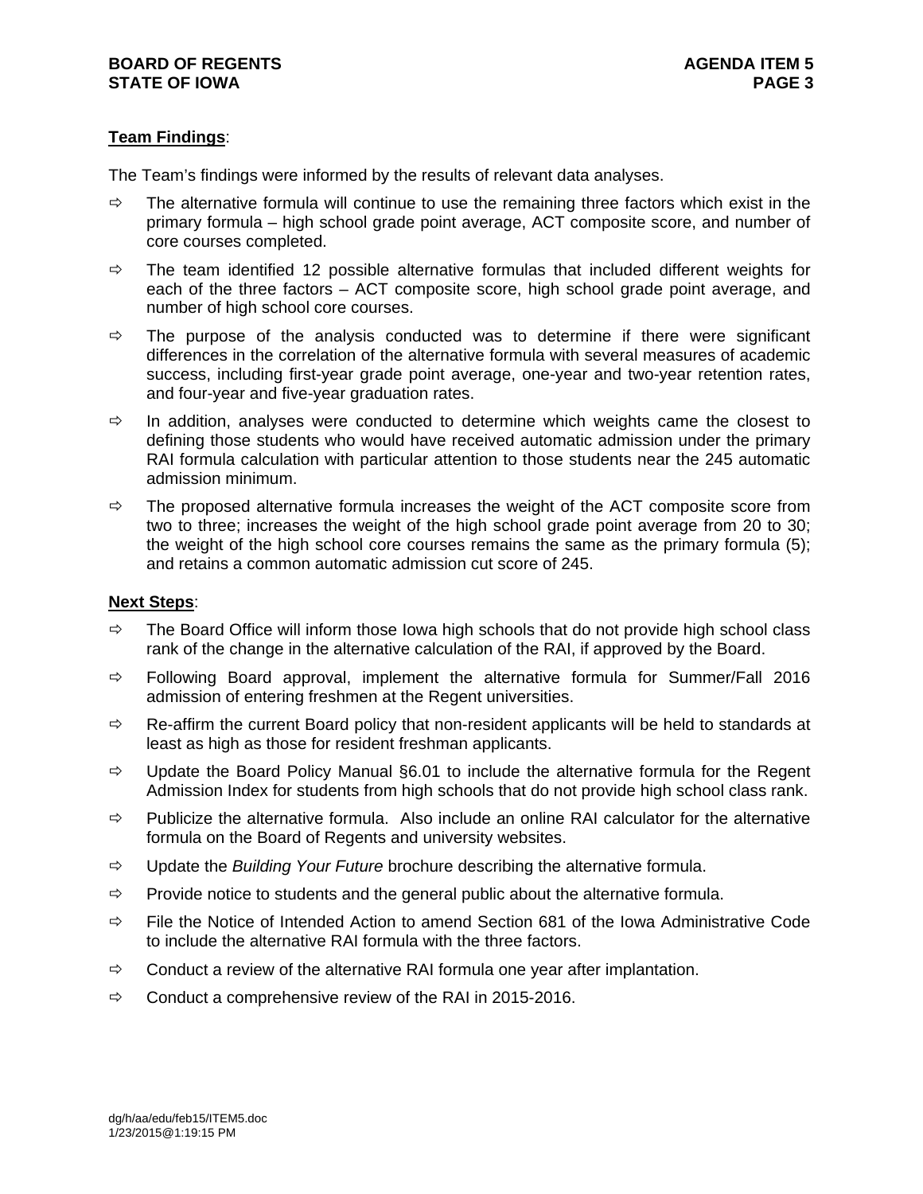**Team Findings**:

The Team's findings were informed by the results of relevant data analyses.

- ⇨ The alternative formula will continue to use the remaining three factors which exist in the primary formula – high school grade point average, ACT composite score, and number of core courses completed.
- ⇨ The team identified 12 possible alternative formulas that included different weights for each of the three factors – ACT composite score, high school grade point average, and number of high school core courses.
- ⇨ The purpose of the analysis conducted was to determine if there were significant differences in the correlation of the alternative formula with several measures of academic success, including first-year grade point average, one-year and two-year retention rates, and four-year and five-year graduation rates.
- ⇨ In addition, analyses were conducted to determine which weights came the closest to defining those students who would have received automatic admission under the primary RAI formula calculation with particular attention to those students near the 245 automatic admission minimum.
- ⇨ The proposed alternative formula increases the weight of the ACT composite score from two to three; increases the weight of the high school grade point average from 20 to 30; the weight of the high school core courses remains the same as the primary formula (5); and retains a common automatic admission cut score of 245.

**Next Steps**:

- ⇨ The Board Office will inform those Iowa high schools that do not provide high school class rank of the change in the alternative calculation of the RAI, if approved by the Board.
- ⇨ Following Board approval, implement the alternative formula for Summer/Fall 2016 admission of entering freshmen at the Regent universities.
- ⇨ Re-affirm the current Board policy that non-resident applicants will be held to standards at least as high as those for resident freshman applicants.
- ⇨ Update the Board Policy Manual §6.01 to include the alternative formula for the Regent Admission Index for students from high schools that do not provide high school class rank.
- ⇨ Publicize the alternative formula. Also include an online RAI calculator for the alternative formula on the Board of Regents and university websites.
- ⇨ Update the *Building Your Future* brochure describing the alternative formula.
- ⇨ Provide notice to students and the general public about the alternative formula.
- ⇨ File the Notice of Intended Action to amend Section 681 of the Iowa Administrative Code to include the alternative RAI formula with the three factors.
- ⇨ Conduct a review of the alternative RAI formula one year after implantation.
- ⇨ Conduct a comprehensive review of the RAI in 2015-2016.

dg/h/aa/edu/feb15/ITEM5.doc
1/23/2015@1:19:15 PM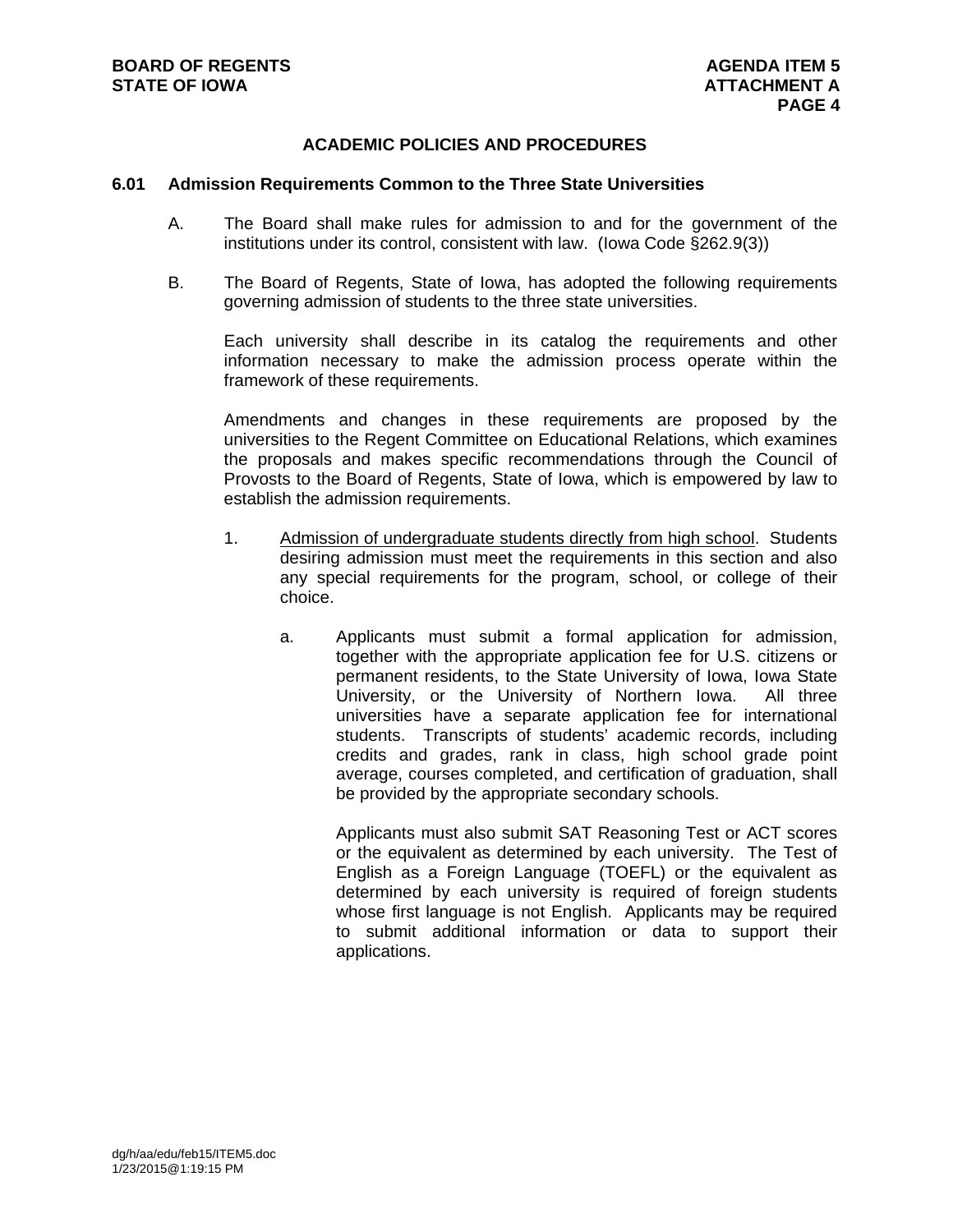## ACADEMIC POLICIES AND PROCEDURES

### 6.01 Admission Requirements Common to the Three State Universities

A. The Board shall make rules for admission to and for the government of the institutions under its control, consistent with law. (Iowa Code §262.9(3))

B. The Board of Regents, State of Iowa, has adopted the following requirements governing admission of students to the three state universities.

Each university shall describe in its catalog the requirements and other information necessary to make the admission process operate within the framework of these requirements.

Amendments and changes in these requirements are proposed by the universities to the Regent Committee on Educational Relations, which examines the proposals and makes specific recommendations through the Council of Provosts to the Board of Regents, State of Iowa, which is empowered by law to establish the admission requirements.

1. Admission of undergraduate students directly from high school. Students desiring admission must meet the requirements in this section and also any special requirements for the program, school, or college of their choice.

   a. Applicants must submit a formal application for admission, together with the appropriate application fee for U.S. citizens or permanent residents, to the State University of Iowa, Iowa State University, or the University of Northern Iowa. All three universities have a separate application fee for international students. Transcripts of students' academic records, including credits and grades, rank in class, high school grade point average, courses completed, and certification of graduation, shall be provided by the appropriate secondary schools.

      Applicants must also submit SAT Reasoning Test or ACT scores or the equivalent as determined by each university. The Test of English as a Foreign Language (TOEFL) or the equivalent as determined by each university is required of foreign students whose first language is not English. Applicants may be required to submit additional information or data to support their applications.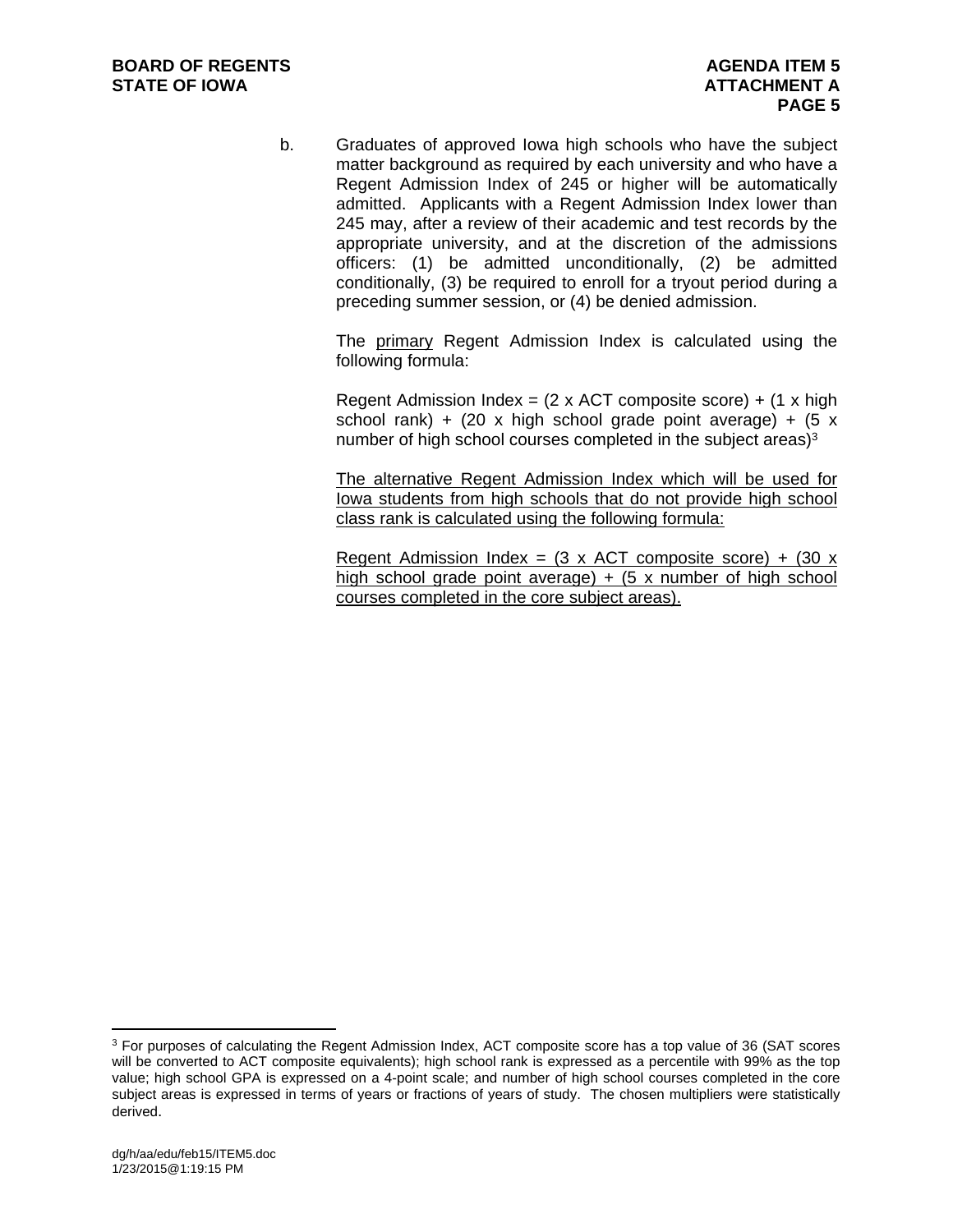b. Graduates of approved Iowa high schools who have the subject matter background as required by each university and who have a Regent Admission Index of 245 or higher will be automatically admitted. Applicants with a Regent Admission Index lower than 245 may, after a review of their academic and test records by the appropriate university, and at the discretion of the admissions officers: (1) be admitted unconditionally, (2) be admitted conditionally, (3) be required to enroll for a tryout period during a preceding summer session, or (4) be denied admission.

The <u>primary</u> Regent Admission Index is calculated using the following formula:

Regent Admission Index = (2 x ACT composite score) + (1 x high school rank) + (20 x high school grade point average) + (5 x number of high school courses completed in the subject areas)[3]

<u>The alternative Regent Admission Index which will be used for Iowa students from high schools that do not provide high school class rank is calculated using the following formula:</u>

<u>Regent Admission Index = (3 x ACT composite score) + (30 x high school grade point average) + (5 x number of high school courses completed in the core subject areas).</u>

---

[3] For purposes of calculating the Regent Admission Index, ACT composite score has a top value of 36 (SAT scores will be converted to ACT composite equivalents); high school rank is expressed as a percentile with 99% as the top value; high school GPA is expressed on a 4-point scale; and number of high school courses completed in the core subject areas is expressed in terms of years or fractions of years of study. The chosen multipliers were statistically derived.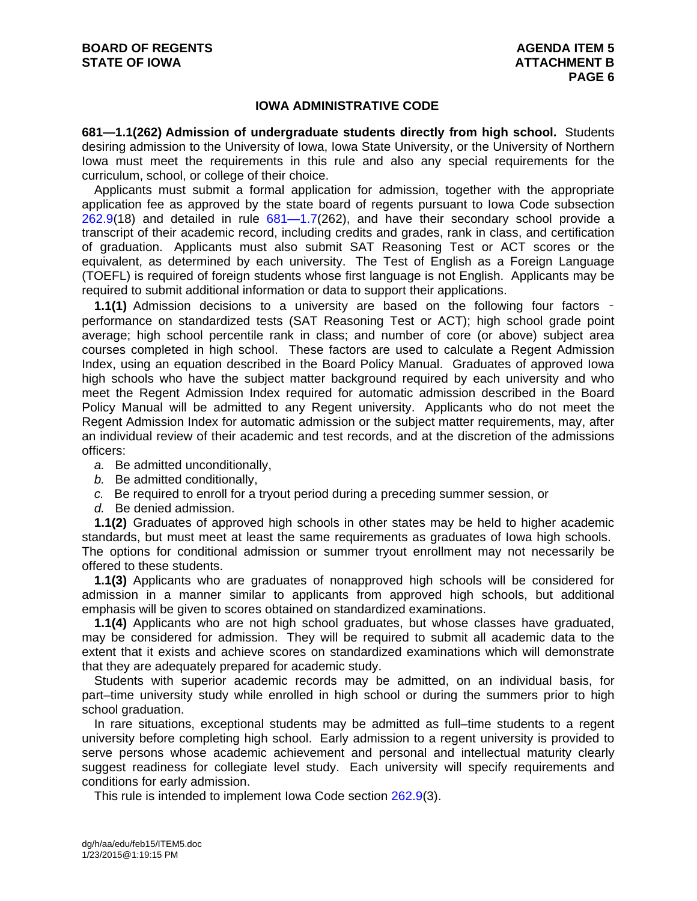## IOWA ADMINISTRATIVE CODE

**681—1.1(262) Admission of undergraduate students directly from high school.** Students desiring admission to the University of Iowa, Iowa State University, or the University of Northern Iowa must meet the requirements in this rule and also any special requirements for the curriculum, school, or college of their choice.

Applicants must submit a formal application for admission, together with the appropriate application fee as approved by the state board of regents pursuant to Iowa Code subsection 262.9(18) and detailed in rule 681—1.7(262), and have their secondary school provide a transcript of their academic record, including credits and grades, rank in class, and certification of graduation. Applicants must also submit SAT Reasoning Test or ACT scores or the equivalent, as determined by each university. The Test of English as a Foreign Language (TOEFL) is required of foreign students whose first language is not English. Applicants may be required to submit additional information or data to support their applications.

**1.1(1)** Admission decisions to a university are based on the following four factors ‑ performance on standardized tests (SAT Reasoning Test or ACT); high school grade point average; high school percentile rank in class; and number of core (or above) subject area courses completed in high school. These factors are used to calculate a Regent Admission Index, using an equation described in the Board Policy Manual. Graduates of approved Iowa high schools who have the subject matter background required by each university and who meet the Regent Admission Index required for automatic admission described in the Board Policy Manual will be admitted to any Regent university. Applicants who do not meet the Regent Admission Index for automatic admission or the subject matter requirements, may, after an individual review of their academic and test records, and at the discretion of the admissions officers:

*a.* Be admitted unconditionally,

*b.* Be admitted conditionally,

*c.* Be required to enroll for a tryout period during a preceding summer session, or

*d.* Be denied admission.

**1.1(2)** Graduates of approved high schools in other states may be held to higher academic standards, but must meet at least the same requirements as graduates of Iowa high schools. The options for conditional admission or summer tryout enrollment may not necessarily be offered to these students.

**1.1(3)** Applicants who are graduates of nonapproved high schools will be considered for admission in a manner similar to applicants from approved high schools, but additional emphasis will be given to scores obtained on standardized examinations.

**1.1(4)** Applicants who are not high school graduates, but whose classes have graduated, may be considered for admission. They will be required to submit all academic data to the extent that it exists and achieve scores on standardized examinations which will demonstrate that they are adequately prepared for academic study.

Students with superior academic records may be admitted, on an individual basis, for part–time university study while enrolled in high school or during the summers prior to high school graduation.

In rare situations, exceptional students may be admitted as full–time students to a regent university before completing high school. Early admission to a regent university is provided to serve persons whose academic achievement and personal and intellectual maturity clearly suggest readiness for collegiate level study. Each university will specify requirements and conditions for early admission.

This rule is intended to implement Iowa Code section 262.9(3).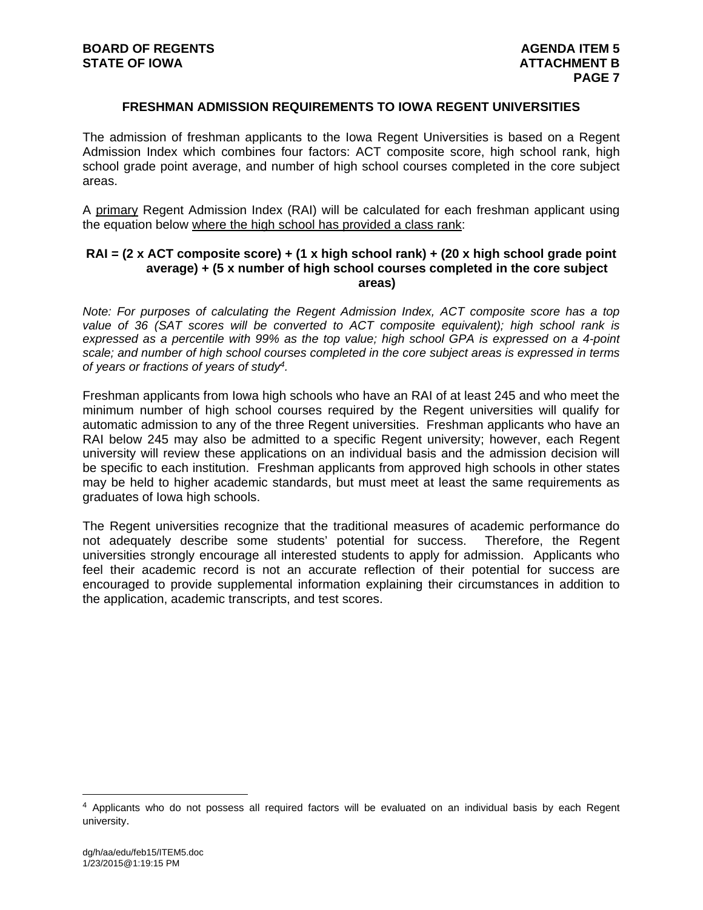## FRESHMAN ADMISSION REQUIREMENTS TO IOWA REGENT UNIVERSITIES

The admission of freshman applicants to the Iowa Regent Universities is based on a Regent Admission Index which combines four factors: ACT composite score, high school rank, high school grade point average, and number of high school courses completed in the core subject areas.

A primary Regent Admission Index (RAI) will be calculated for each freshman applicant using the equation below where the high school has provided a class rank:

**RAI = (2 x ACT composite score) + (1 x high school rank) + (20 x high school grade point average) + (5 x number of high school courses completed in the core subject areas)**

*Note: For purposes of calculating the Regent Admission Index, ACT composite score has a top value of 36 (SAT scores will be converted to ACT composite equivalent); high school rank is expressed as a percentile with 99% as the top value; high school GPA is expressed on a 4-point scale; and number of high school courses completed in the core subject areas is expressed in terms of years or fractions of years of study[4].*

Freshman applicants from Iowa high schools who have an RAI of at least 245 and who meet the minimum number of high school courses required by the Regent universities will qualify for automatic admission to any of the three Regent universities. Freshman applicants who have an RAI below 245 may also be admitted to a specific Regent university; however, each Regent university will review these applications on an individual basis and the admission decision will be specific to each institution. Freshman applicants from approved high schools in other states may be held to higher academic standards, but must meet at least the same requirements as graduates of Iowa high schools.

The Regent universities recognize that the traditional measures of academic performance do not adequately describe some students' potential for success. Therefore, the Regent universities strongly encourage all interested students to apply for admission. Applicants who feel their academic record is not an accurate reflection of their potential for success are encouraged to provide supplemental information explaining their circumstances in addition to the application, academic transcripts, and test scores.

[4] Applicants who do not possess all required factors will be evaluated on an individual basis by each Regent university.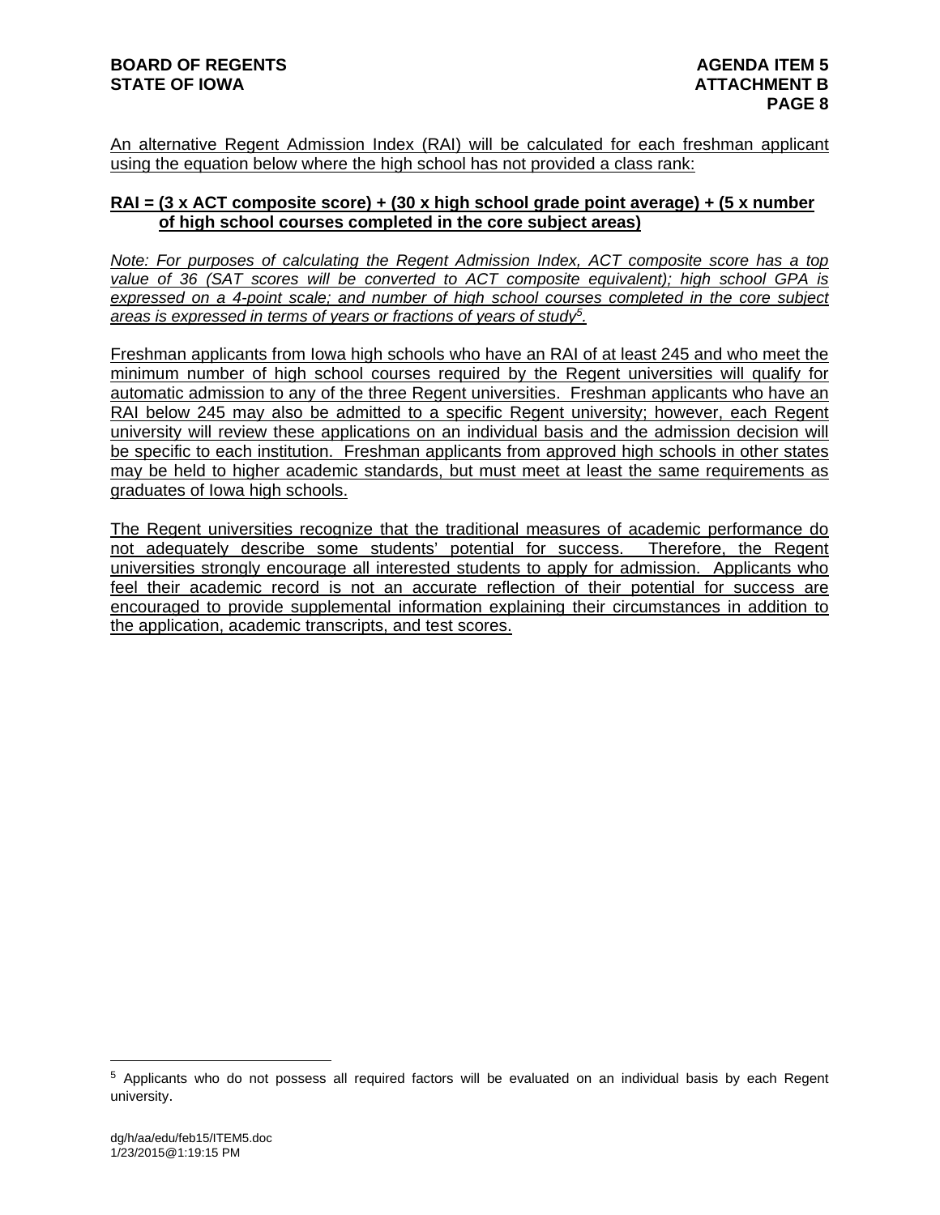An alternative Regent Admission Index (RAI) will be calculated for each freshman applicant using the equation below where the high school has not provided a class rank:

**RAI = (3 x ACT composite score) + (30 x high school grade point average) + (5 x number of high school courses completed in the core subject areas)**

*Note: For purposes of calculating the Regent Admission Index, ACT composite score has a top value of 36 (SAT scores will be converted to ACT composite equivalent); high school GPA is expressed on a 4-point scale; and number of high school courses completed in the core subject areas is expressed in terms of years or fractions of years of study[5].*

Freshman applicants from Iowa high schools who have an RAI of at least 245 and who meet the minimum number of high school courses required by the Regent universities will qualify for automatic admission to any of the three Regent universities. Freshman applicants who have an RAI below 245 may also be admitted to a specific Regent university; however, each Regent university will review these applications on an individual basis and the admission decision will be specific to each institution. Freshman applicants from approved high schools in other states may be held to higher academic standards, but must meet at least the same requirements as graduates of Iowa high schools.

The Regent universities recognize that the traditional measures of academic performance do not adequately describe some students' potential for success. Therefore, the Regent universities strongly encourage all interested students to apply for admission. Applicants who feel their academic record is not an accurate reflection of their potential for success are encouraged to provide supplemental information explaining their circumstances in addition to the application, academic transcripts, and test scores.

---

[5] Applicants who do not possess all required factors will be evaluated on an individual basis by each Regent university.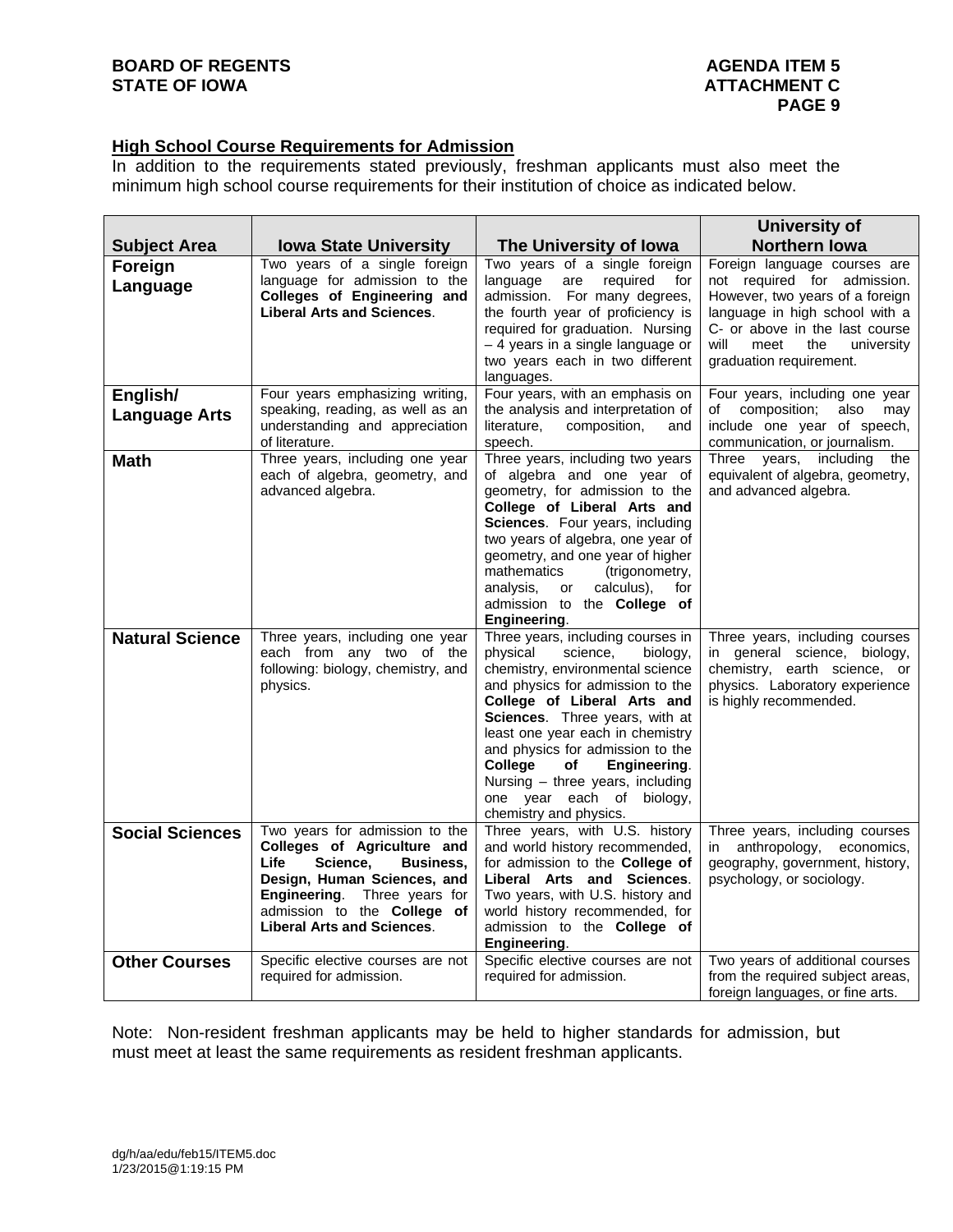## High School Course Requirements for Admission

In addition to the requirements stated previously, freshman applicants must also meet the minimum high school course requirements for their institution of choice as indicated below.

| Subject Area | Iowa State University | The University of Iowa | University of Northern Iowa |
|---|---|---|---|
| **Foreign Language** | Two years of a single foreign language for admission to the **Colleges of Engineering and Liberal Arts and Sciences**. | Two years of a single foreign language are required for admission. For many degrees, the fourth year of proficiency is required for graduation. Nursing – 4 years in a single language or two years each in two different languages. | Foreign language courses are not required for admission. However, two years of a foreign language in high school with a C- or above in the last course will meet the university graduation requirement. |
| **English/ Language Arts** | Four years emphasizing writing, speaking, reading, as well as an understanding and appreciation of literature. | Four years, with an emphasis on the analysis and interpretation of literature, composition, and speech. | Four years, including one year of composition; also may include one year of speech, communication, or journalism. |
| **Math** | Three years, including one year each of algebra, geometry, and advanced algebra. | Three years, including two years of algebra and one year of geometry, for admission to the **College of Liberal Arts and Sciences**. Four years, including two years of algebra, one year of geometry, and one year of higher mathematics (trigonometry, analysis, or calculus), for admission to the **College of Engineering**. | Three years, including the equivalent of algebra, geometry, and advanced algebra. |
| **Natural Science** | Three years, including one year each from any two of the following: biology, chemistry, and physics. | Three years, including courses in physical science, biology, chemistry, environmental science and physics for admission to the **College of Liberal Arts and Sciences**. Three years, with at least one year each in chemistry and physics for admission to the **College of Engineering**. Nursing – three years, including one year each of biology, chemistry and physics. | Three years, including courses in general science, biology, chemistry, earth science, or physics. Laboratory experience is highly recommended. |
| **Social Sciences** | Two years for admission to the **Colleges of Agriculture and Life Science, Business, Design, Human Sciences, and Engineering**. Three years for admission to the **College of Liberal Arts and Sciences**. | Three years, with U.S. history and world history recommended, for admission to the **College of Liberal Arts and Sciences**. Two years, with U.S. history and world history recommended, for admission to the **College of Engineering**. | Three years, including courses in anthropology, economics, geography, government, history, psychology, or sociology. |
| **Other Courses** | Specific elective courses are not required for admission. | Specific elective courses are not required for admission. | Two years of additional courses from the required subject areas, foreign languages, or fine arts. |

Note: Non-resident freshman applicants may be held to higher standards for admission, but must meet at least the same requirements as resident freshman applicants.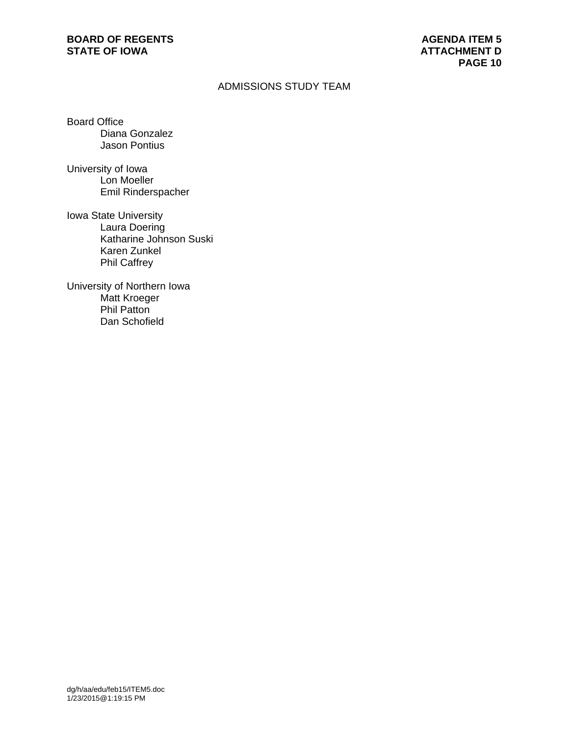# ADMISSIONS STUDY TEAM

Board Office
- Diana Gonzalez
- Jason Pontius

University of Iowa
- Lon Moeller
- Emil Rinderspacher

Iowa State University
- Laura Doering
- Katharine Johnson Suski
- Karen Zunkel
- Phil Caffrey

University of Northern Iowa
- Matt Kroeger
- Phil Patton
- Dan Schofield